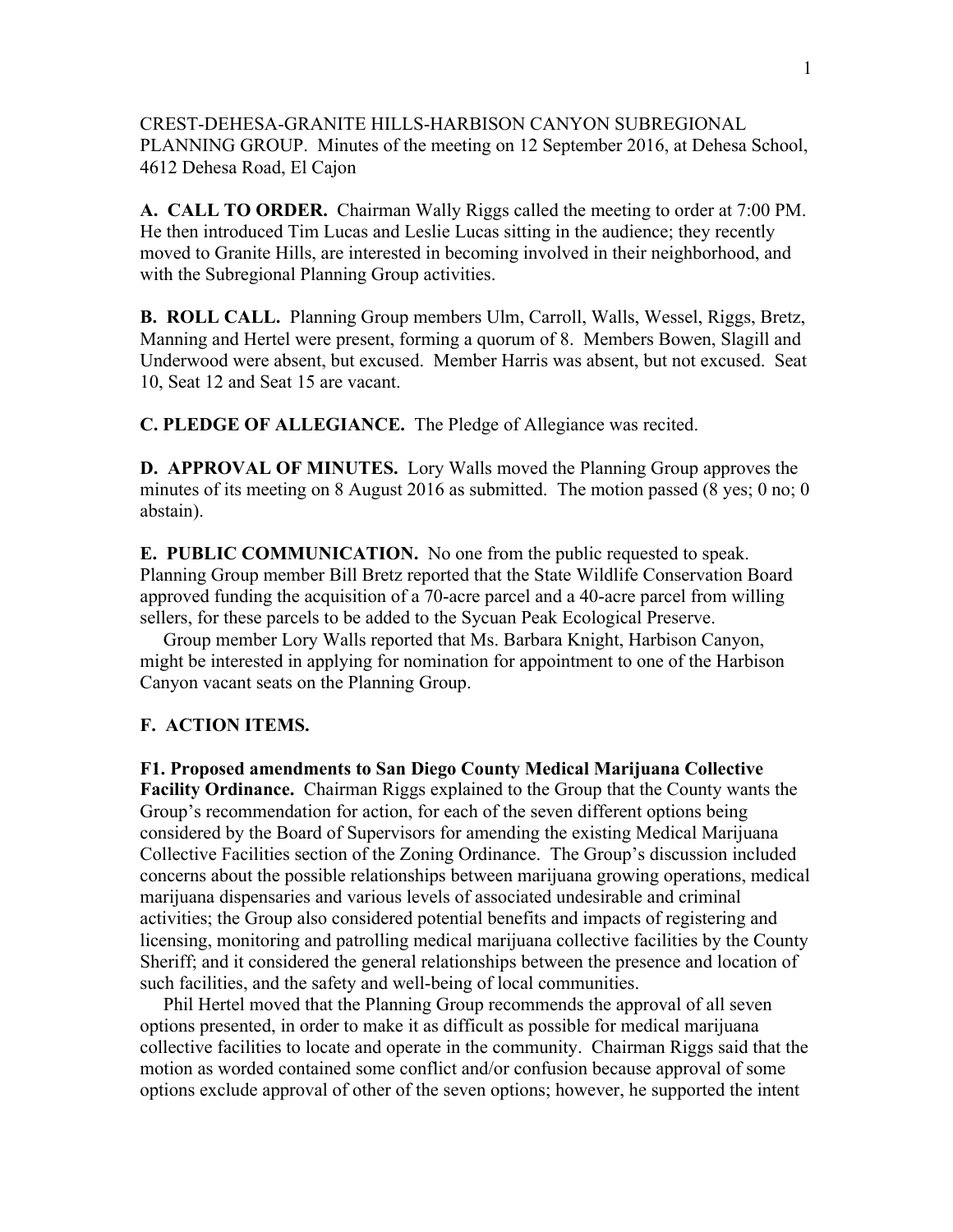CREST-DEHESA-GRANITE HILLS-HARBISON CANYON SUBREGIONAL PLANNING GROUP. Minutes of the meeting on 12 September 2016, at Dehesa School, 4612 Dehesa Road, El Cajon

**A. CALL TO ORDER.** Chairman Wally Riggs called the meeting to order at 7:00 PM. He then introduced Tim Lucas and Leslie Lucas sitting in the audience; they recently moved to Granite Hills, are interested in becoming involved in their neighborhood, and with the Subregional Planning Group activities.

**B. ROLL CALL.** Planning Group members Ulm, Carroll, Walls, Wessel, Riggs, Bretz, Manning and Hertel were present, forming a quorum of 8. Members Bowen, Slagill and Underwood were absent, but excused. Member Harris was absent, but not excused. Seat 10, Seat 12 and Seat 15 are vacant.

**C. PLEDGE OF ALLEGIANCE.** The Pledge of Allegiance was recited.

**D. APPROVAL OF MINUTES.** Lory Walls moved the Planning Group approves the minutes of its meeting on 8 August 2016 as submitted. The motion passed (8 yes; 0 no; 0 abstain).

**E. PUBLIC COMMUNICATION.** No one from the public requested to speak. Planning Group member Bill Bretz reported that the State Wildlife Conservation Board approved funding the acquisition of a 70-acre parcel and a 40-acre parcel from willing sellers, for these parcels to be added to the Sycuan Peak Ecological Preserve.

Group member Lory Walls reported that Ms. Barbara Knight, Harbison Canyon, might be interested in applying for nomination for appointment to one of the Harbison Canyon vacant seats on the Planning Group.

**F. ACTION ITEMS.**

**F1. Proposed amendments to San Diego County Medical Marijuana Collective Facility Ordinance.** Chairman Riggs explained to the Group that the County wants the Group's recommendation for action, for each of the seven different options being considered by the Board of Supervisors for amending the existing Medical Marijuana Collective Facilities section of the Zoning Ordinance. The Group's discussion included concerns about the possible relationships between marijuana growing operations, medical marijuana dispensaries and various levels of associated undesirable and criminal activities; the Group also considered potential benefits and impacts of registering and licensing, monitoring and patrolling medical marijuana collective facilities by the County Sheriff; and it considered the general relationships between the presence and location of such facilities, and the safety and well-being of local communities.

Phil Hertel moved that the Planning Group recommends the approval of all seven options presented, in order to make it as difficult as possible for medical marijuana collective facilities to locate and operate in the community. Chairman Riggs said that the motion as worded contained some conflict and/or confusion because approval of some options exclude approval of other of the seven options; however, he supported the intent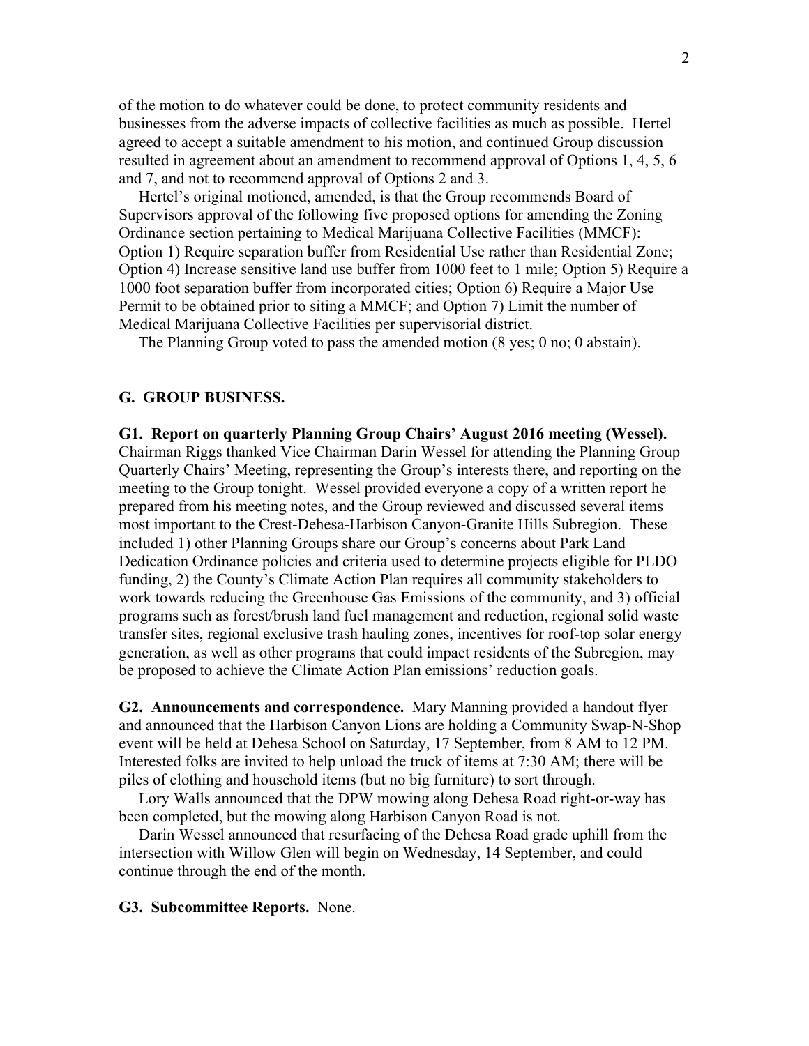of the motion to do whatever could be done, to protect community residents and businesses from the adverse impacts of collective facilities as much as possible. Hertel agreed to accept a suitable amendment to his motion, and continued Group discussion resulted in agreement about an amendment to recommend approval of Options 1, 4, 5, 6 and 7, and not to recommend approval of Options 2 and 3.

Hertel's original motioned, amended, is that the Group recommends Board of Supervisors approval of the following five proposed options for amending the Zoning Ordinance section pertaining to Medical Marijuana Collective Facilities (MMCF): Option 1) Require separation buffer from Residential Use rather than Residential Zone; Option 4) Increase sensitive land use buffer from 1000 feet to 1 mile; Option 5) Require a 1000 foot separation buffer from incorporated cities; Option 6) Require a Major Use Permit to be obtained prior to siting a MMCF; and Option 7) Limit the number of Medical Marijuana Collective Facilities per supervisorial district.

The Planning Group voted to pass the amended motion (8 yes; 0 no; 0 abstain).

## G. GROUP BUSINESS.

**G1. Report on quarterly Planning Group Chairs' August 2016 meeting (Wessel).** Chairman Riggs thanked Vice Chairman Darin Wessel for attending the Planning Group Quarterly Chairs' Meeting, representing the Group's interests there, and reporting on the meeting to the Group tonight. Wessel provided everyone a copy of a written report he prepared from his meeting notes, and the Group reviewed and discussed several items most important to the Crest-Dehesa-Harbison Canyon-Granite Hills Subregion. These included 1) other Planning Groups share our Group's concerns about Park Land Dedication Ordinance policies and criteria used to determine projects eligible for PLDO funding, 2) the County's Climate Action Plan requires all community stakeholders to work towards reducing the Greenhouse Gas Emissions of the community, and 3) official programs such as forest/brush land fuel management and reduction, regional solid waste transfer sites, regional exclusive trash hauling zones, incentives for roof-top solar energy generation, as well as other programs that could impact residents of the Subregion, may be proposed to achieve the Climate Action Plan emissions' reduction goals.

**G2. Announcements and correspondence.** Mary Manning provided a handout flyer and announced that the Harbison Canyon Lions are holding a Community Swap-N-Shop event will be held at Dehesa School on Saturday, 17 September, from 8 AM to 12 PM. Interested folks are invited to help unload the truck of items at 7:30 AM; there will be piles of clothing and household items (but no big furniture) to sort through.

Lory Walls announced that the DPW mowing along Dehesa Road right-or-way has been completed, but the mowing along Harbison Canyon Road is not.

Darin Wessel announced that resurfacing of the Dehesa Road grade uphill from the intersection with Willow Glen will begin on Wednesday, 14 September, and could continue through the end of the month.

**G3. Subcommittee Reports.** None.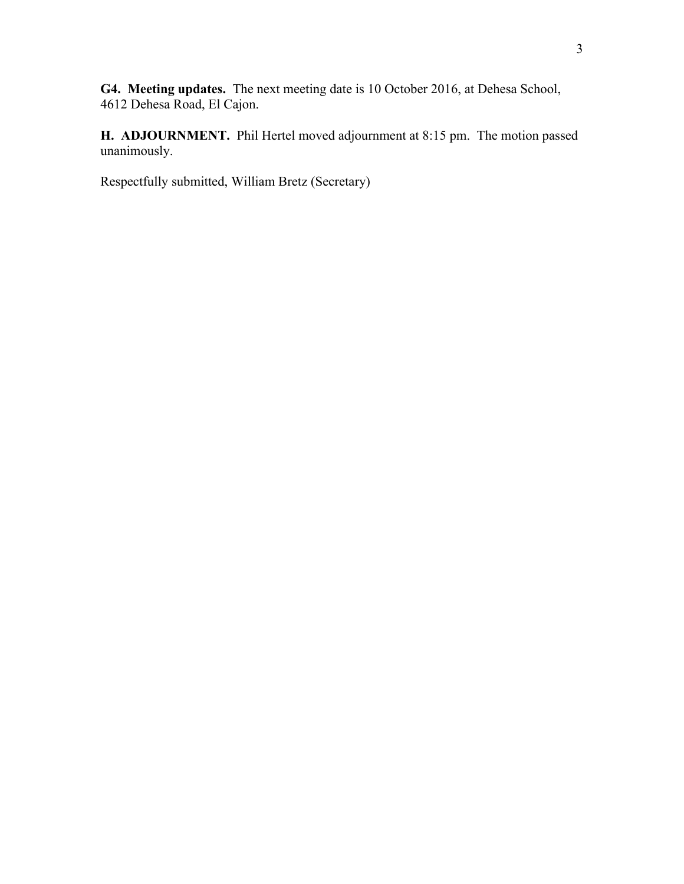**G4. Meeting updates.** The next meeting date is 10 October 2016, at Dehesa School, 4612 Dehesa Road, El Cajon.

**H. ADJOURNMENT.** Phil Hertel moved adjournment at 8:15 pm. The motion passed unanimously.

Respectfully submitted, William Bretz (Secretary)